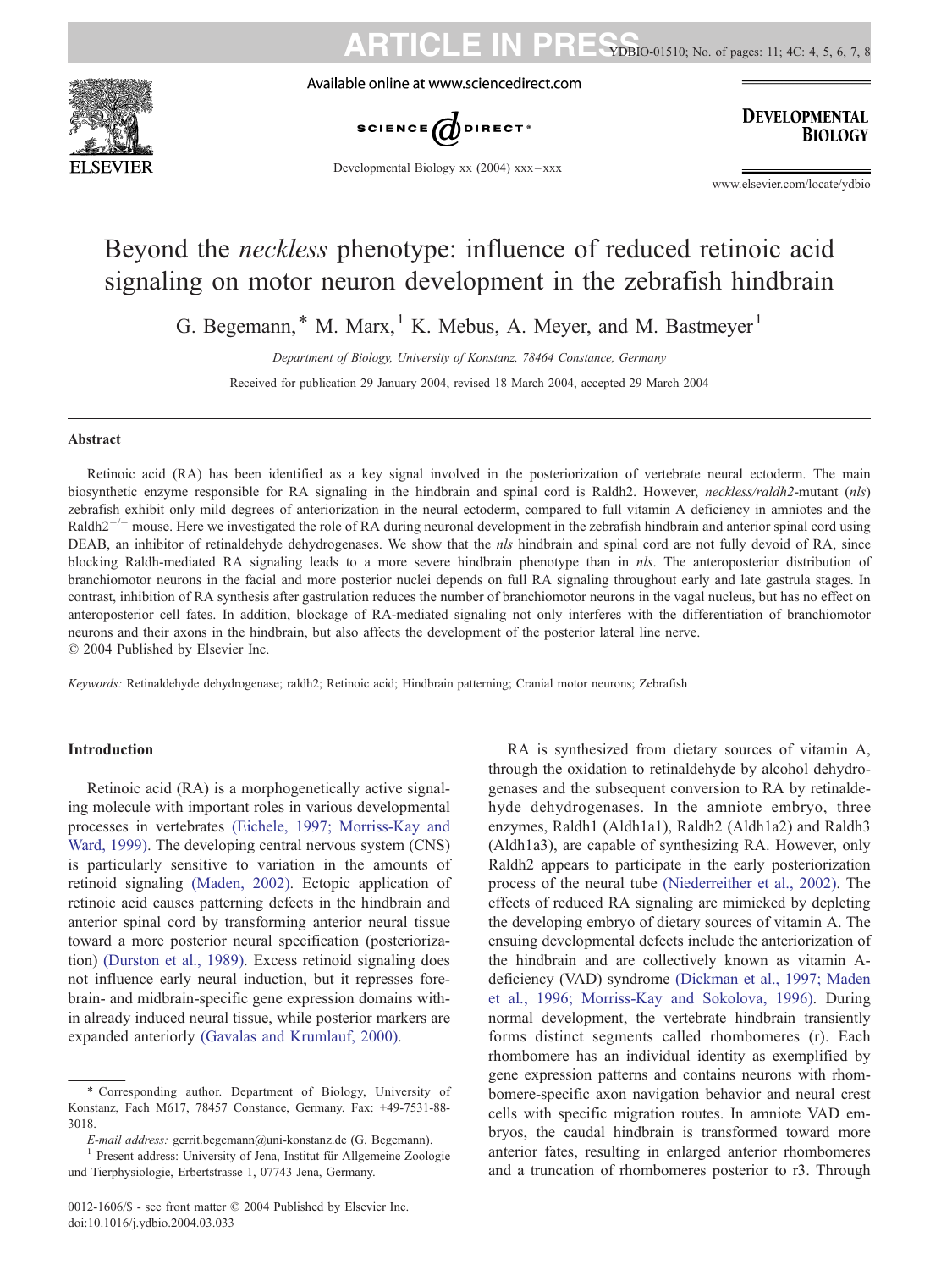# Beyond the *neckless* phenotype: influence of reduced retinoic acid signaling on motor neuron development in the zebrafish hindbrain

G. Begemann,* M. Marx,[1] K. Mebus, A. Meyer, and M. Bastmeyer[1]

*Department of Biology, University of Konstanz, 78464 Constance, Germany*

Received for publication 29 January 2004, revised 18 March 2004, accepted 29 March 2004

## Abstract

Retinoic acid (RA) has been identified as a key signal involved in the posteriorization of vertebrate neural ectoderm. The main biosynthetic enzyme responsible for RA signaling in the hindbrain and spinal cord is Raldh2. However, *neckless/raldh2*-mutant (*nls*) zebrafish exhibit only mild degrees of anteriorization in the neural ectoderm, compared to full vitamin A deficiency in amniotes and the Raldh2$^{-/-}$ mouse. Here we investigated the role of RA during neuronal development in the zebrafish hindbrain and anterior spinal cord using DEAB, an inhibitor of retinaldehyde dehydrogenases. We show that the *nls* hindbrain and spinal cord are not fully devoid of RA, since blocking Raldh-mediated RA signaling leads to a more severe hindbrain phenotype than in *nls*. The anteroposterior distribution of branchiomotor neurons in the facial and more posterior nuclei depends on full RA signaling throughout early and late gastrula stages. In contrast, inhibition of RA synthesis after gastrulation reduces the number of branchiomotor neurons in the vagal nucleus, but has no effect on anteroposterior cell fates. In addition, blockage of RA-mediated signaling not only interferes with the differentiation of branchiomotor neurons and their axons in the hindbrain, but also affects the development of the posterior lateral line nerve.

© 2004 Published by Elsevier Inc.

*Keywords:* Retinaldehyde dehydrogenase; raldh2; Retinoic acid; Hindbrain patterning; Cranial motor neurons; Zebrafish

## Introduction

Retinoic acid (RA) is a morphogenetically active signaling molecule with important roles in various developmental processes in vertebrates (Eichele, 1997; Morriss-Kay and Ward, 1999). The developing central nervous system (CNS) is particularly sensitive to variation in the amounts of retinoid signaling (Maden, 2002). Ectopic application of retinoic acid causes patterning defects in the hindbrain and anterior spinal cord by transforming anterior neural tissue toward a more posterior neural specification (posteriorization) (Durston et al., 1989). Excess retinoid signaling does not influence early neural induction, but it represses forebrain- and midbrain-specific gene expression domains within already induced neural tissue, while posterior markers are expanded anteriorly (Gavalas and Krumlauf, 2000).

RA is synthesized from dietary sources of vitamin A, through the oxidation to retinaldehyde by alcohol dehydrogenases and the subsequent conversion to RA by retinaldehyde dehydrogenases. In the amniote embryo, three enzymes, Raldh1 (Aldh1a1), Raldh2 (Aldh1a2) and Raldh3 (Aldh1a3), are capable of synthesizing RA. However, only Raldh2 appears to participate in the early posteriorization process of the neural tube (Niederreither et al., 2002). The effects of reduced RA signaling are mimicked by depleting the developing embryo of dietary sources of vitamin A. The ensuing developmental defects include the anteriorization of the hindbrain and are collectively known as vitamin A-deficiency (VAD) syndrome (Dickman et al., 1997; Maden et al., 1996; Morriss-Kay and Sokolova, 1996). During normal development, the vertebrate hindbrain transiently forms distinct segments called rhombomeres (r). Each rhombomere has an individual identity as exemplified by gene expression patterns and contains neurons with rhombomere-specific axon navigation behavior and neural crest cells with specific migration routes. In amniote VAD embryos, the caudal hindbrain is transformed toward more anterior fates, resulting in enlarged anterior rhombomeres and a truncation of rhombomeres posterior to r3. Through

---

\* Corresponding author. Department of Biology, University of Konstanz, Fach M617, 78457 Constance, Germany. Fax: +49-7531-88-3018.

*E-mail address:* gerrit.begemann@uni-konstanz.de (G. Begemann).

[1] Present address: University of Jena, Institut für Allgemeine Zoologie und Tierphysiologie, Erbertstrasse 1, 07743 Jena, Germany.

0012-1606/$ - see front matter © 2004 Published by Elsevier Inc.
doi:10.1016/j.ydbio.2004.03.033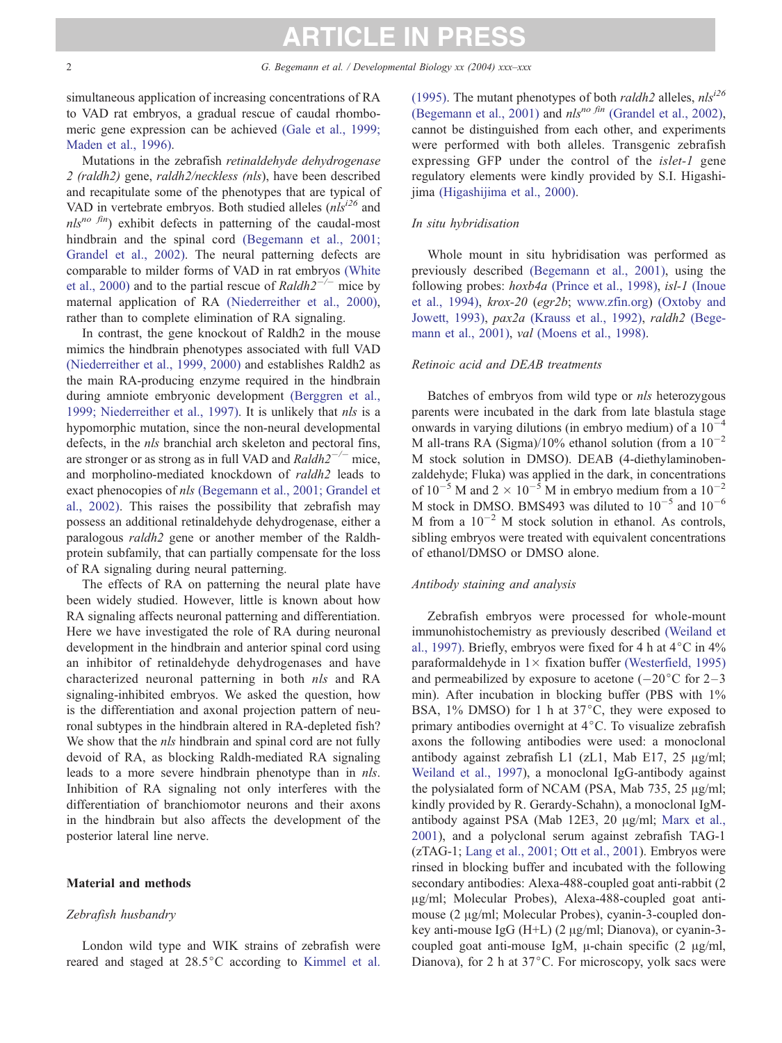simultaneous application of increasing concentrations of RA to VAD rat embryos, a gradual rescue of caudal rhombomeric gene expression can be achieved (Gale et al., 1999; Maden et al., 1996).

Mutations in the zebrafish *retinaldehyde dehydrogenase 2 (raldh2)* gene, *raldh2/neckless (nls)*, have been described and recapitulate some of the phenotypes that are typical of VAD in vertebrate embryos. Both studied alleles ($nls^{i26}$ and $nls^{no\ fin}$) exhibit defects in patterning of the caudal-most hindbrain and the spinal cord (Begemann et al., 2001; Grandel et al., 2002). The neural patterning defects are comparable to milder forms of VAD in rat embryos (White et al., 2000) and to the partial rescue of $Raldh2^{-/-}$ mice by maternal application of RA (Niederreither et al., 2000), rather than to complete elimination of RA signaling.

In contrast, the gene knockout of Raldh2 in the mouse mimics the hindbrain phenotypes associated with full VAD (Niederreither et al., 1999, 2000) and establishes Raldh2 as the main RA-producing enzyme required in the hindbrain during amniote embryonic development (Berggren et al., 1999; Niederreither et al., 1997). It is unlikely that *nls* is a hypomorphic mutation, since the non-neural developmental defects, in the *nls* branchial arch skeleton and pectoral fins, are stronger or as strong as in full VAD and $Raldh2^{-/-}$ mice, and morpholino-mediated knockdown of *raldh2* leads to exact phenocopies of *nls* (Begemann et al., 2001; Grandel et al., 2002). This raises the possibility that zebrafish may possess an additional retinaldehyde dehydrogenase, either a paralogous *raldh2* gene or another member of the Raldh-protein subfamily, that can partially compensate for the loss of RA signaling during neural patterning.

The effects of RA on patterning the neural plate have been widely studied. However, little is known about how RA signaling affects neuronal patterning and differentiation. Here we have investigated the role of RA during neuronal development in the hindbrain and anterior spinal cord using an inhibitor of retinaldehyde dehydrogenases and have characterized neuronal patterning in both *nls* and RA signaling-inhibited embryos. We asked the question, how is the differentiation and axonal projection pattern of neuronal subtypes in the hindbrain altered in RA-depleted fish? We show that the *nls* hindbrain and spinal cord are not fully devoid of RA, as blocking Raldh-mediated RA signaling leads to a more severe hindbrain phenotype than in *nls*. Inhibition of RA signaling not only interferes with the differentiation of branchiomotor neurons and their axons in the hindbrain but also affects the development of the posterior lateral line nerve.

## Material and methods

### *Zebrafish husbandry*

London wild type and WIK strains of zebrafish were reared and staged at 28.5°C according to Kimmel et al. (1995). The mutant phenotypes of both *raldh2* alleles, $nls^{i26}$ (Begemann et al., 2001) and $nls^{no\ fin}$ (Grandel et al., 2002), cannot be distinguished from each other, and experiments were performed with both alleles. Transgenic zebrafish expressing GFP under the control of the *islet-1* gene regulatory elements were kindly provided by S.I. Higashijima (Higashijima et al., 2000).

### *In situ hybridisation*

Whole mount in situ hybridisation was performed as previously described (Begemann et al., 2001), using the following probes: *hoxb4a* (Prince et al., 1998), *isl-1* (Inoue et al., 1994), *krox-20* (*egr2b*; www.zfin.org) (Oxtoby and Jowett, 1993), *pax2a* (Krauss et al., 1992), *raldh2* (Begemann et al., 2001), *val* (Moens et al., 1998).

### *Retinoic acid and DEAB treatments*

Batches of embryos from wild type or *nls* heterozygous parents were incubated in the dark from late blastula stage onwards in varying dilutions (in embryo medium) of a $10^{-4}$ M all-trans RA (Sigma)/10% ethanol solution (from a $10^{-2}$ M stock solution in DMSO). DEAB (4-diethylaminobenzaldehyde; Fluka) was applied in the dark, in concentrations of $10^{-5}$ M and $2 \times 10^{-5}$ M in embryo medium from a $10^{-2}$ M stock in DMSO. BMS493 was diluted to $10^{-5}$ and $10^{-6}$ M from a $10^{-2}$ M stock solution in ethanol. As controls, sibling embryos were treated with equivalent concentrations of ethanol/DMSO or DMSO alone.

### *Antibody staining and analysis*

Zebrafish embryos were processed for whole-mount immunohistochemistry as previously described (Weiland et al., 1997). Briefly, embryos were fixed for 4 h at 4°C in 4% paraformaldehyde in 1× fixation buffer (Westerfield, 1995) and permeabilized by exposure to acetone (−20°C for 2–3 min). After incubation in blocking buffer (PBS with 1% BSA, 1% DMSO) for 1 h at 37°C, they were exposed to primary antibodies overnight at 4°C. To visualize zebrafish axons the following antibodies were used: a monoclonal antibody against zebrafish L1 (zL1, Mab E17, 25 μg/ml; Weiland et al., 1997), a monoclonal IgG-antibody against the polysialated form of NCAM (PSA, Mab 735, 25 μg/ml; kindly provided by R. Gerardy-Schahn), a monoclonal IgM-antibody against PSA (Mab 12E3, 20 μg/ml; Marx et al., 2001), and a polyclonal serum against zebrafish TAG-1 (zTAG-1; Lang et al., 2001; Ott et al., 2001). Embryos were rinsed in blocking buffer and incubated with the following secondary antibodies: Alexa-488-coupled goat anti-rabbit (2 μg/ml; Molecular Probes), Alexa-488-coupled goat anti-mouse (2 μg/ml; Molecular Probes), cyanin-3-coupled donkey anti-mouse IgG (H+L) (2 μg/ml; Dianova), or cyanin-3-coupled goat anti-mouse IgM, μ-chain specific (2 μg/ml, Dianova), for 2 h at 37°C. For microscopy, yolk sacs were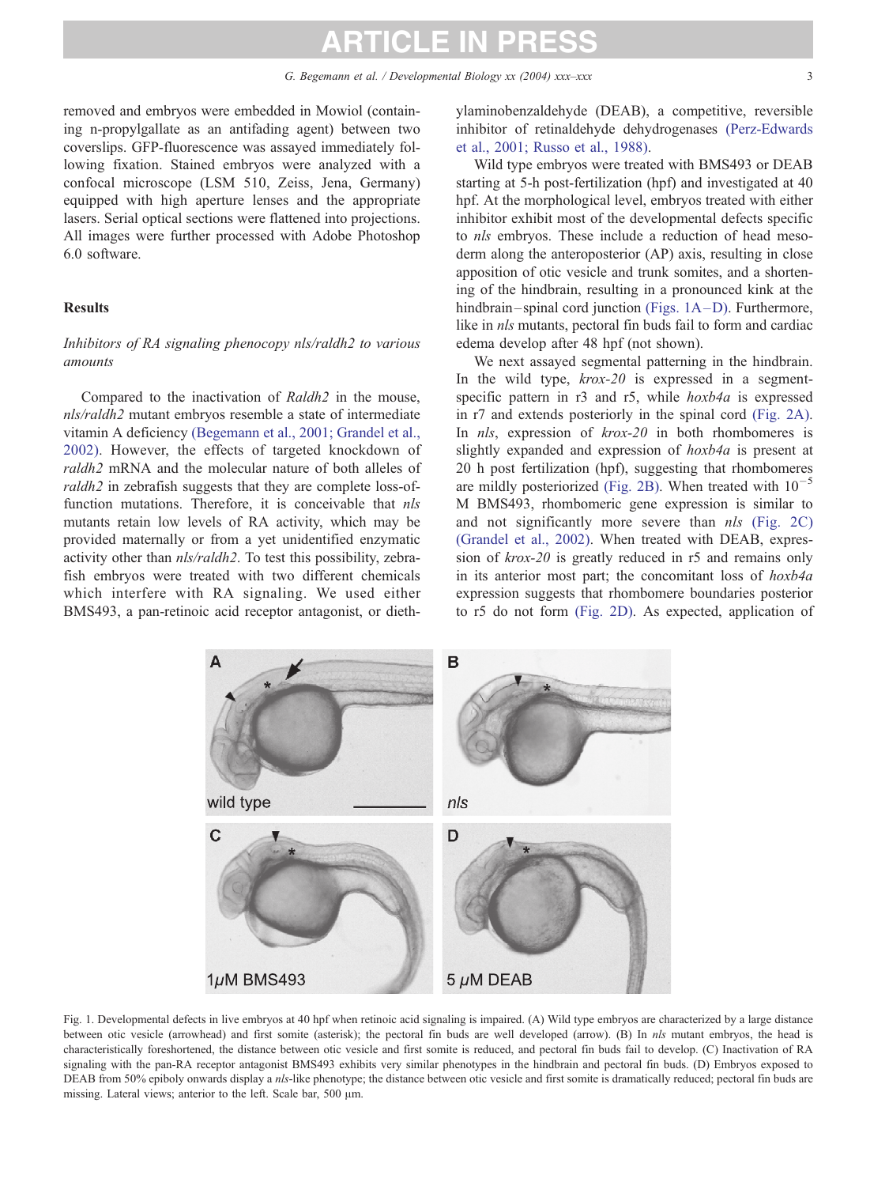removed and embryos were embedded in Mowiol (containing n-propylgallate as an antifading agent) between two coverslips. GFP-fluorescence was assayed immediately following fixation. Stained embryos were analyzed with a confocal microscope (LSM 510, Zeiss, Jena, Germany) equipped with high aperture lenses and the appropriate lasers. Serial optical sections were flattened into projections. All images were further processed with Adobe Photoshop 6.0 software.

## Results

### *Inhibitors of RA signaling phenocopy nls/raldh2 to various amounts*

Compared to the inactivation of *Raldh2* in the mouse, *nls/raldh2* mutant embryos resemble a state of intermediate vitamin A deficiency (Begemann et al., 2001; Grandel et al., 2002). However, the effects of targeted knockdown of *raldh2* mRNA and the molecular nature of both alleles of *raldh2* in zebrafish suggests that they are complete loss-of-function mutations. Therefore, it is conceivable that *nls* mutants retain low levels of RA activity, which may be provided maternally or from a yet unidentified enzymatic activity other than *nls/raldh2*. To test this possibility, zebrafish embryos were treated with two different chemicals which interfere with RA signaling. We used either BMS493, a pan-retinoic acid receptor antagonist, or diethylaminobenzaldehyde (DEAB), a competitive, reversible inhibitor of retinaldehyde dehydrogenases (Perz-Edwards et al., 2001; Russo et al., 1988).

Wild type embryos were treated with BMS493 or DEAB starting at 5-h post-fertilization (hpf) and investigated at 40 hpf. At the morphological level, embryos treated with either inhibitor exhibit most of the developmental defects specific to *nls* embryos. These include a reduction of head mesoderm along the anteroposterior (AP) axis, resulting in close apposition of otic vesicle and trunk somites, and a shortening of the hindbrain, resulting in a pronounced kink at the hindbrain–spinal cord junction (Figs. 1A–D). Furthermore, like in *nls* mutants, pectoral fin buds fail to form and cardiac edema develop after 48 hpf (not shown).

We next assayed segmental patterning in the hindbrain. In the wild type, *krox-20* is expressed in a segment-specific pattern in r3 and r5, while *hoxb4a* is expressed in r7 and extends posteriorly in the spinal cord (Fig. 2A). In *nls*, expression of *krox-20* in both rhombomeres is slightly expanded and expression of *hoxb4a* is present at 20 h post fertilization (hpf), suggesting that rhombomeres are mildly posteriorized (Fig. 2B). When treated with $10^{-5}$ M BMS493, rhombomeric gene expression is similar to and not significantly more severe than *nls* (Fig. 2C) (Grandel et al., 2002). When treated with DEAB, expression of *krox-20* is greatly reduced in r5 and remains only in its anterior most part; the concomitant loss of *hoxb4a* expression suggests that rhombomere boundaries posterior to r5 do not form (Fig. 2D). As expected, application of

Fig. 1. Developmental defects in live embryos at 40 hpf when retinoic acid signaling is impaired. (A) Wild type embryos are characterized by a large distance between otic vesicle (arrowhead) and first somite (asterisk); the pectoral fin buds are well developed (arrow). (B) In *nls* mutant embryos, the head is characteristically foreshortened, the distance between otic vesicle and first somite is reduced, and pectoral fin buds fail to develop. (C) Inactivation of RA signaling with the pan-RA receptor antagonist BMS493 exhibits very similar phenotypes in the hindbrain and pectoral fin buds. (D) Embryos exposed to DEAB from 50% epiboly onwards display a *nls*-like phenotype; the distance between otic vesicle and first somite is dramatically reduced; pectoral fin buds are missing. Lateral views; anterior to the left. Scale bar, 500 µm.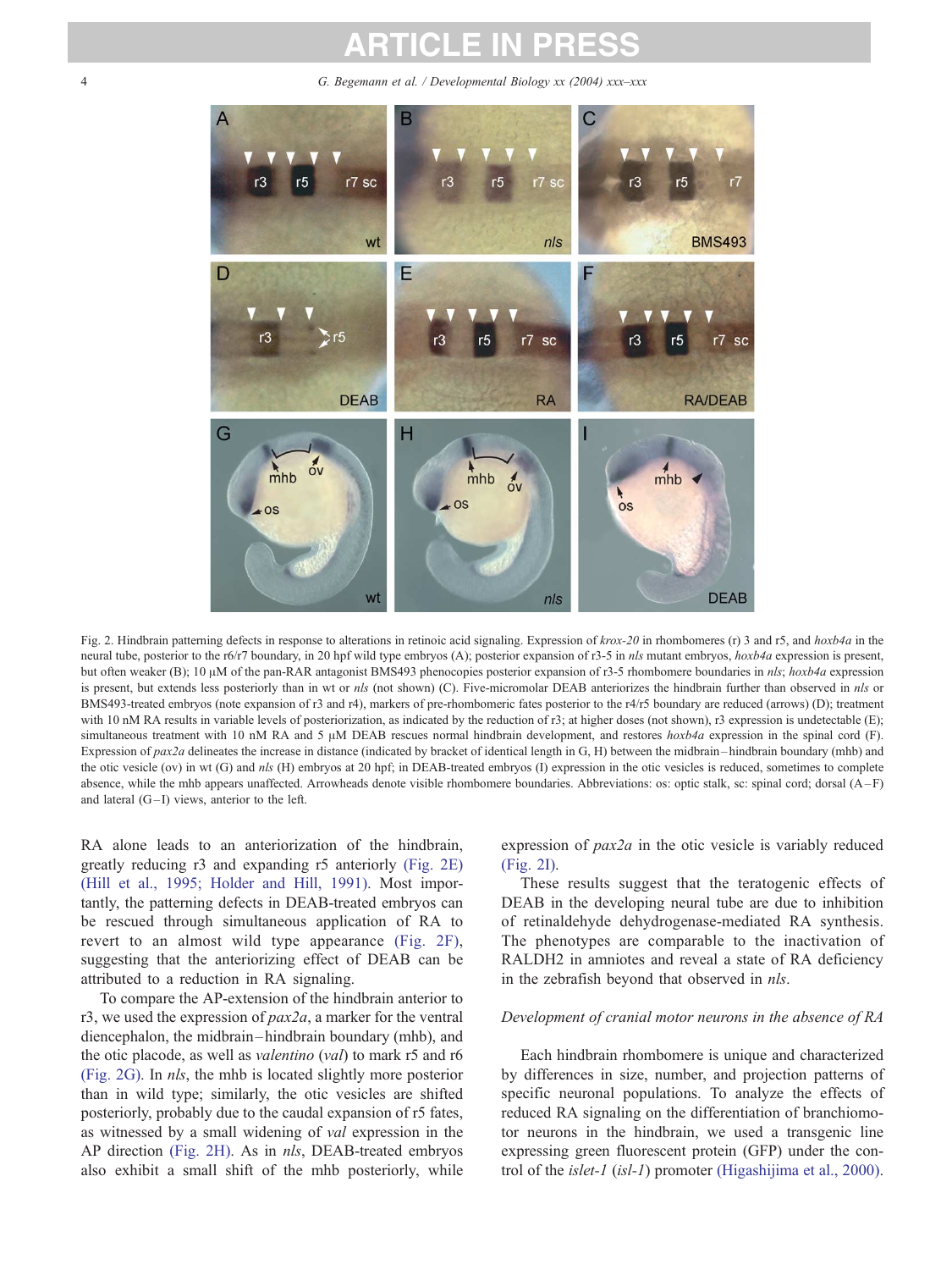Fig. 2. Hindbrain patterning defects in response to alterations in retinoic acid signaling. Expression of *krox-20* in rhombomeres (r) 3 and r5, and *hoxb4a* in the neural tube, posterior to the r6/r7 boundary, in 20 hpf wild type embryos (A); posterior expansion of r3-5 in *nls* mutant embryos, *hoxb4a* expression is present, but often weaker (B); 10 μM of the pan-RAR antagonist BMS493 phenocopies posterior expansion of r3-5 rhombomere boundaries in *nls*; *hoxb4a* expression is present, but extends less posteriorly than in wt or *nls* (not shown) (C). Five-micromolar DEAB anteriorizes the hindbrain further than observed in *nls* or BMS493-treated embryos (note expansion of r3 and r4), markers of pre-rhombomeric fates posterior to the r4/r5 boundary are reduced (arrows) (D); treatment with 10 nM RA results in variable levels of posteriorization, as indicated by the reduction of r3; at higher doses (not shown), r3 expression is undetectable (E); simultaneous treatment with 10 nM RA and 5 μM DEAB rescues normal hindbrain development, and restores *hoxb4a* expression in the spinal cord (F). Expression of *pax2a* delineates the increase in distance (indicated by bracket of identical length in G, H) between the midbrain–hindbrain boundary (mhb) and the otic vesicle (ov) in wt (G) and *nls* (H) embryos at 20 hpf; in DEAB-treated embryos (I) expression in the otic vesicles is reduced, sometimes to complete absence, while the mhb appears unaffected. Arrowheads denote visible rhombomere boundaries. Abbreviations: os: optic stalk, sc: spinal cord; dorsal (A–F) and lateral (G–I) views, anterior to the left.

RA alone leads to an anteriorization of the hindbrain, greatly reducing r3 and expanding r5 anteriorly (Fig. 2E) (Hill et al., 1995; Holder and Hill, 1991). Most importantly, the patterning defects in DEAB-treated embryos can be rescued through simultaneous application of RA to revert to an almost wild type appearance (Fig. 2F), suggesting that the anteriorizing effect of DEAB can be attributed to a reduction in RA signaling.

To compare the AP-extension of the hindbrain anterior to r3, we used the expression of *pax2a*, a marker for the ventral diencephalon, the midbrain–hindbrain boundary (mhb), and the otic placode, as well as *valentino* (*val*) to mark r5 and r6 (Fig. 2G). In *nls*, the mhb is located slightly more posterior than in wild type; similarly, the otic vesicles are shifted posteriorly, probably due to the caudal expansion of r5 fates, as witnessed by a small widening of *val* expression in the AP direction (Fig. 2H). As in *nls*, DEAB-treated embryos also exhibit a small shift of the mhb posteriorly, while expression of *pax2a* in the otic vesicle is variably reduced (Fig. 2I).

These results suggest that the teratogenic effects of DEAB in the developing neural tube are due to inhibition of retinaldehyde dehydrogenase-mediated RA synthesis. The phenotypes are comparable to the inactivation of RALDH2 in amniotes and reveal a state of RA deficiency in the zebrafish beyond that observed in *nls*.

### *Development of cranial motor neurons in the absence of RA*

Each hindbrain rhombomere is unique and characterized by differences in size, number, and projection patterns of specific neuronal populations. To analyze the effects of reduced RA signaling on the differentiation of branchiomotor neurons in the hindbrain, we used a transgenic line expressing green fluorescent protein (GFP) under the control of the *islet-1* (*isl-1*) promoter (Higashijima et al., 2000).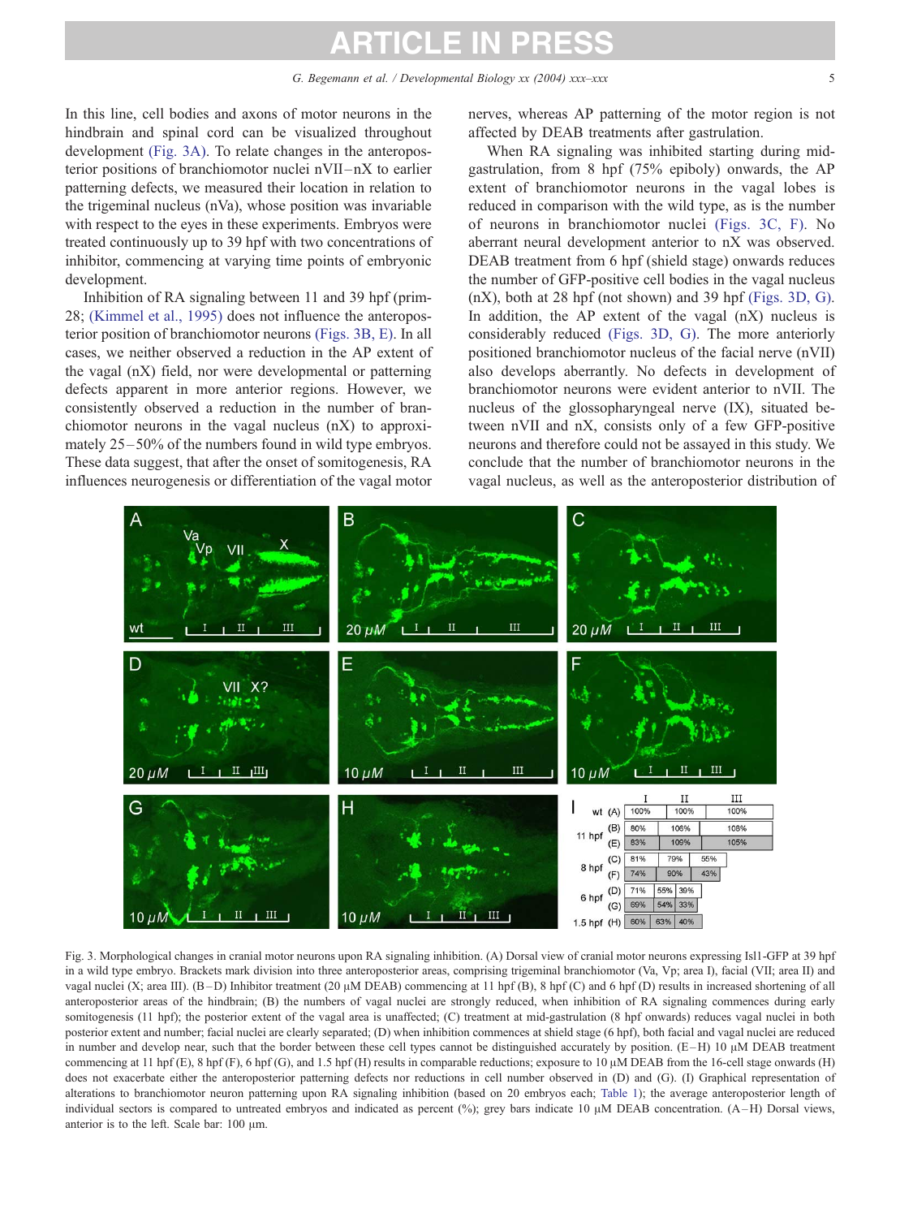In this line, cell bodies and axons of motor neurons in the hindbrain and spinal cord can be visualized throughout development (Fig. 3A). To relate changes in the anteroposterior positions of branchiomotor nuclei nVII–nX to earlier patterning defects, we measured their location in relation to the trigeminal nucleus (nVa), whose position was invariable with respect to the eyes in these experiments. Embryos were treated continuously up to 39 hpf with two concentrations of inhibitor, commencing at varying time points of embryonic development.

Inhibition of RA signaling between 11 and 39 hpf (prim-28; (Kimmel et al., 1995) does not influence the anteroposterior position of branchiomotor neurons (Figs. 3B, E). In all cases, we neither observed a reduction in the AP extent of the vagal (nX) field, nor were developmental or patterning defects apparent in more anterior regions. However, we consistently observed a reduction in the number of branchiomotor neurons in the vagal nucleus (nX) to approximately 25–50% of the numbers found in wild type embryos. These data suggest, that after the onset of somitogenesis, RA influences neurogenesis or differentiation of the vagal motor nerves, whereas AP patterning of the motor region is not affected by DEAB treatments after gastrulation.

When RA signaling was inhibited starting during mid-gastrulation, from 8 hpf (75% epiboly) onwards, the AP extent of branchiomotor neurons in the vagal lobes is reduced in comparison with the wild type, as is the number of neurons in branchiomotor nuclei (Figs. 3C, F). No aberrant neural development anterior to nX was observed. DEAB treatment from 6 hpf (shield stage) onwards reduces the number of GFP-positive cell bodies in the vagal nucleus (nX), both at 28 hpf (not shown) and 39 hpf (Figs. 3D, G). In addition, the AP extent of the vagal (nX) nucleus is considerably reduced (Figs. 3D, G). The more anteriorly positioned branchiomotor nucleus of the facial nerve (nVII) also develops aberrantly. No defects in development of branchiomotor neurons were evident anterior to nVII. The nucleus of the glossopharyngeal nerve (IX), situated between nVII and nX, consists only of a few GFP-positive neurons and therefore could not be assayed in this study. We conclude that the number of branchiomotor neurons in the vagal nucleus, as well as the anteroposterior distribution of

Fig. 3. Morphological changes in cranial motor neurons upon RA signaling inhibition. (A) Dorsal view of cranial motor neurons expressing Isl1-GFP at 39 hpf in a wild type embryo. Brackets mark division into three anteroposterior areas, comprising trigeminal branchiomotor (Va, Vp; area I), facial (VII; area II) and vagal nuclei (X; area III). (B–D) Inhibitor treatment (20 μM DEAB) commencing at 11 hpf (B), 8 hpf (C) and 6 hpf (D) results in increased shortening of all anteroposterior areas of the hindbrain; (B) the numbers of vagal nuclei are strongly reduced, when inhibition of RA signaling commences during early somitogenesis (11 hpf); the posterior extent of the vagal area is unaffected; (C) treatment at mid-gastrulation (8 hpf onwards) reduces vagal nuclei in both posterior extent and number; facial nuclei are clearly separated; (D) when inhibition commences at shield stage (6 hpf), both facial and vagal nuclei are reduced in number and develop near, such that the border between these cell types cannot be distinguished accurately by position. (E–H) 10 μM DEAB treatment commencing at 11 hpf (E), 8 hpf (F), 6 hpf (G), and 1.5 hpf (H) results in comparable reductions; exposure to 10 μM DEAB from the 16-cell stage onwards (H) does not exacerbate either the anteroposterior patterning defects nor reductions in cell number observed in (D) and (G). (I) Graphical representation of alterations to branchiomotor neuron patterning upon RA signaling inhibition (based on 20 embryos each; Table 1); the average anteroposterior length of individual sectors is compared to untreated embryos and indicated as percent (%); grey bars indicate 10 μM DEAB concentration. (A–H) Dorsal views, anterior is to the left. Scale bar: 100 μm.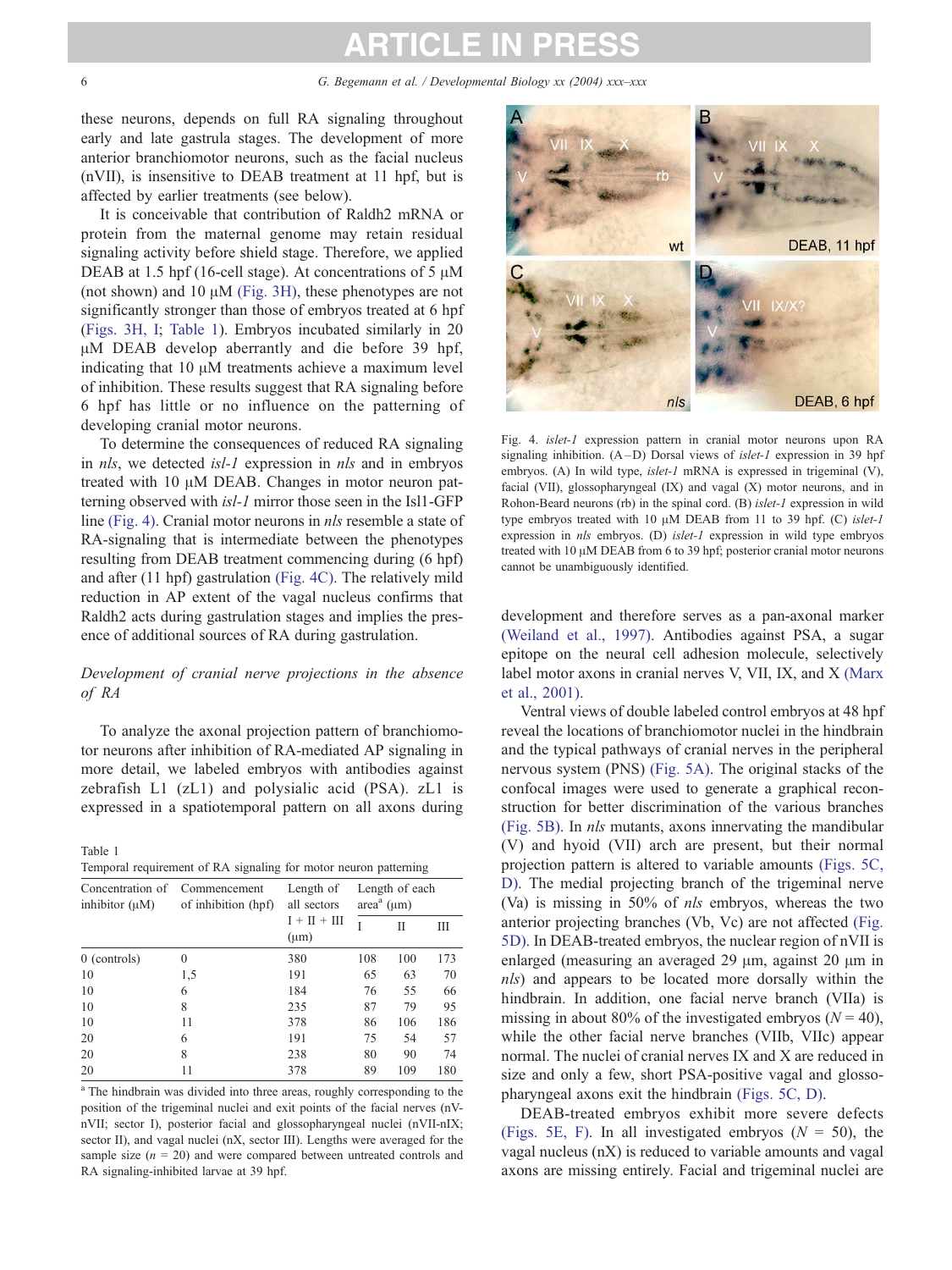these neurons, depends on full RA signaling throughout early and late gastrula stages. The development of more anterior branchiomotor neurons, such as the facial nucleus (nVII), is insensitive to DEAB treatment at 11 hpf, but is affected by earlier treatments (see below).

It is conceivable that contribution of Raldh2 mRNA or protein from the maternal genome may retain residual signaling activity before shield stage. Therefore, we applied DEAB at 1.5 hpf (16-cell stage). At concentrations of 5 μM (not shown) and 10 μM (Fig. 3H), these phenotypes are not significantly stronger than those of embryos treated at 6 hpf (Figs. 3H, I; Table 1). Embryos incubated similarly in 20 μM DEAB develop aberrantly and die before 39 hpf, indicating that 10 μM treatments achieve a maximum level of inhibition. These results suggest that RA signaling before 6 hpf has little or no influence on the patterning of developing cranial motor neurons.

To determine the consequences of reduced RA signaling in *nls*, we detected *isl-1* expression in *nls* and in embryos treated with 10 μM DEAB. Changes in motor neuron patterning observed with *isl-1* mirror those seen in the Isl1-GFP line (Fig. 4). Cranial motor neurons in *nls* resemble a state of RA-signaling that is intermediate between the phenotypes resulting from DEAB treatment commencing during (6 hpf) and after (11 hpf) gastrulation (Fig. 4C). The relatively mild reduction in AP extent of the vagal nucleus confirms that Raldh2 acts during gastrulation stages and implies the presence of additional sources of RA during gastrulation.

### *Development of cranial nerve projections in the absence of RA*

To analyze the axonal projection pattern of branchiomotor neurons after inhibition of RA-mediated AP signaling in more detail, we labeled embryos with antibodies against zebrafish L1 (zL1) and polysialic acid (PSA). zL1 is expressed in a spatiotemporal pattern on all axons during development and therefore serves as a pan-axonal marker (Weiland et al., 1997). Antibodies against PSA, a sugar epitope on the neural cell adhesion molecule, selectively label motor axons in cranial nerves V, VII, IX, and X (Marx et al., 2001).

Table 1
Temporal requirement of RA signaling for motor neuron patterning

| Concentration of inhibitor (μM) | Commencement of inhibition (hpf) | Length of all sectors I + II + III (μm) | Length of each area[a] (μm) | | |
|---|---|---|---|---|---|
| | | | I | II | III |
| 0 (controls) | 0 | 380 | 108 | 100 | 173 |
| 10 | 1,5 | 191 | 65 | 63 | 70 |
| 10 | 6 | 184 | 76 | 55 | 66 |
| 10 | 8 | 235 | 87 | 79 | 95 |
| 10 | 11 | 378 | 86 | 106 | 186 |
| 20 | 6 | 191 | 75 | 54 | 57 |
| 20 | 8 | 238 | 80 | 90 | 74 |
| 20 | 11 | 378 | 89 | 109 | 180 |

[a] The hindbrain was divided into three areas, roughly corresponding to the position of the trigeminal nuclei and exit points of the facial nerves (nV-nVII; sector I), posterior facial and glossopharyngeal nuclei (nVII-nIX; sector II), and vagal nuclei (nX, sector III). Lengths were averaged for the sample size ($n$ = 20) and were compared between untreated controls and RA signaling-inhibited larvae at 39 hpf.

Fig. 4. *islet-1* expression pattern in cranial motor neurons upon RA signaling inhibition. (A–D) Dorsal views of *islet-1* expression in 39 hpf embryos. (A) In wild type, *islet-1* mRNA is expressed in trigeminal (V), facial (VII), glossopharyngeal (IX) and vagal (X) motor neurons, and in Rohon-Beard neurons (rb) in the spinal cord. (B) *islet-1* expression in wild type embryos treated with 10 μM DEAB from 11 to 39 hpf. (C) *islet-1* expression in *nls* embryos. (D) *islet-1* expression in wild type embryos treated with 10 μM DEAB from 6 to 39 hpf; posterior cranial motor neurons cannot be unambiguously identified.

Ventral views of double labeled control embryos at 48 hpf reveal the locations of branchiomotor nuclei in the hindbrain and the typical pathways of cranial nerves in the peripheral nervous system (PNS) (Fig. 5A). The original stacks of the confocal images were used to generate a graphical reconstruction for better discrimination of the various branches (Fig. 5B). In *nls* mutants, axons innervating the mandibular (V) and hyoid (VII) arch are present, but their normal projection pattern is altered to variable amounts (Figs. 5C, D). The medial projecting branch of the trigeminal nerve (Va) is missing in 50% of *nls* embryos, whereas the two anterior projecting branches (Vb, Vc) are not affected (Fig. 5D). In DEAB-treated embryos, the nuclear region of nVII is enlarged (measuring an averaged 29 μm, against 20 μm in *nls*) and appears to be located more dorsally within the hindbrain. In addition, one facial nerve branch (VIIa) is missing in about 80% of the investigated embryos ($N$ = 40), while the other facial nerve branches (VIIb, VIIc) appear normal. The nuclei of cranial nerves IX and X are reduced in size and only a few, short PSA-positive vagal and glossopharyngeal axons exit the hindbrain (Figs. 5C, D).

DEAB-treated embryos exhibit more severe defects (Figs. 5E, F). In all investigated embryos ($N$ = 50), the vagal nucleus (nX) is reduced to variable amounts and vagal axons are missing entirely. Facial and trigeminal nuclei are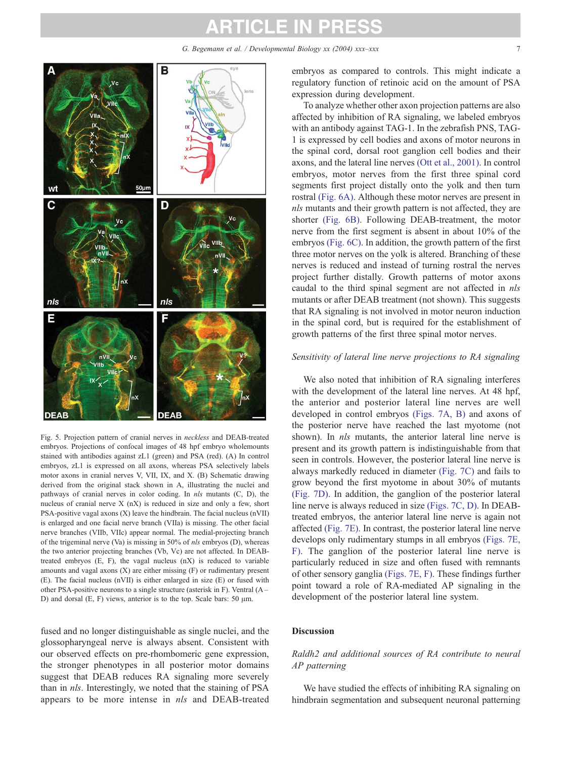Fig. 5. Projection pattern of cranial nerves in *neckless* and DEAB-treated embryos. Projections of confocal images of 48 hpf embryo wholemounts stained with antibodies against zL1 (green) and PSA (red). (A) In control embryos, zL1 is expressed on all axons, whereas PSA selectively labels motor axons in cranial nerves V, VII, IX, and X. (B) Schematic drawing derived from the original stack shown in A, illustrating the nuclei and pathways of cranial nerves in color coding. In *nls* mutants (C, D), the nucleus of cranial nerve X (nX) is reduced in size and only a few, short PSA-positive vagal axons (X) leave the hindbrain. The facial nucleus (nVII) is enlarged and one facial nerve branch (VIIa) is missing. The other facial nerve branches (VIIb, VIIc) appear normal. The medial-projecting branch of the trigeminal nerve (Va) is missing in 50% of *nls* embryos (D), whereas the two anterior projecting branches (Vb, Vc) are not affected. In DEAB-treated embryos (E, F), the vagal nucleus (nX) is reduced to variable amounts and vagal axons (X) are either missing (F) or rudimentary present (E). The facial nucleus (nVII) is either enlarged in size (E) or fused with other PSA-positive neurons to a single structure (asterisk in F). Ventral (A–D) and dorsal (E, F) views, anterior is to the top. Scale bars: 50 μm.

fused and no longer distinguishable as single nuclei, and the glossopharyngeal nerve is always absent. Consistent with our observed effects on pre-rhombomeric gene expression, the stronger phenotypes in all posterior motor domains suggest that DEAB reduces RA signaling more severely than in *nls*. Interestingly, we noted that the staining of PSA appears to be more intense in *nls* and DEAB-treated embryos as compared to controls. This might indicate a regulatory function of retinoic acid on the amount of PSA expression during development.

To analyze whether other axon projection patterns are also affected by inhibition of RA signaling, we labeled embryos with an antibody against TAG-1. In the zebrafish PNS, TAG-1 is expressed by cell bodies and axons of motor neurons in the spinal cord, dorsal root ganglion cell bodies and their axons, and the lateral line nerves (Ott et al., 2001). In control embryos, motor nerves from the first three spinal cord segments first project distally onto the yolk and then turn rostral (Fig. 6A). Although these motor nerves are present in *nls* mutants and their growth pattern is not affected, they are shorter (Fig. 6B). Following DEAB-treatment, the motor nerve from the first segment is absent in about 10% of the embryos (Fig. 6C). In addition, the growth pattern of the first three motor nerves on the yolk is altered. Branching of these nerves is reduced and instead of turning rostral the nerves project further distally. Growth patterns of motor axons caudal to the third spinal segment are not affected in *nls* mutants or after DEAB treatment (not shown). This suggests that RA signaling is not involved in motor neuron induction in the spinal cord, but is required for the establishment of growth patterns of the first three spinal motor nerves.

### *Sensitivity of lateral line nerve projections to RA signaling*

We also noted that inhibition of RA signaling interferes with the development of the lateral line nerves. At 48 hpf, the anterior and posterior lateral line nerves are well developed in control embryos (Figs. 7A, B) and axons of the posterior nerve have reached the last myotome (not shown). In *nls* mutants, the anterior lateral line nerve is present and its growth pattern is indistinguishable from that seen in controls. However, the posterior lateral line nerve is always markedly reduced in diameter (Fig. 7C) and fails to grow beyond the first myotome in 30% of mutants (Fig. 7D). In addition, the ganglion of the posterior lateral line nerve is always reduced in size (Figs. 7C, D). In DEAB-treated embryos, the anterior lateral line nerve is again not affected (Fig. 7E). In contrast, the posterior lateral line nerve develops only rudimentary stumps in all embryos (Figs. 7E, F). The ganglion of the posterior lateral line nerve is particularly reduced in size and often fused with remnants of other sensory ganglia (Figs. 7E, F). These findings further point toward a role of RA-mediated AP signaling in the development of the posterior lateral line system.

## Discussion

### *Raldh2 and additional sources of RA contribute to neural AP patterning*

We have studied the effects of inhibiting RA signaling on hindbrain segmentation and subsequent neuronal patterning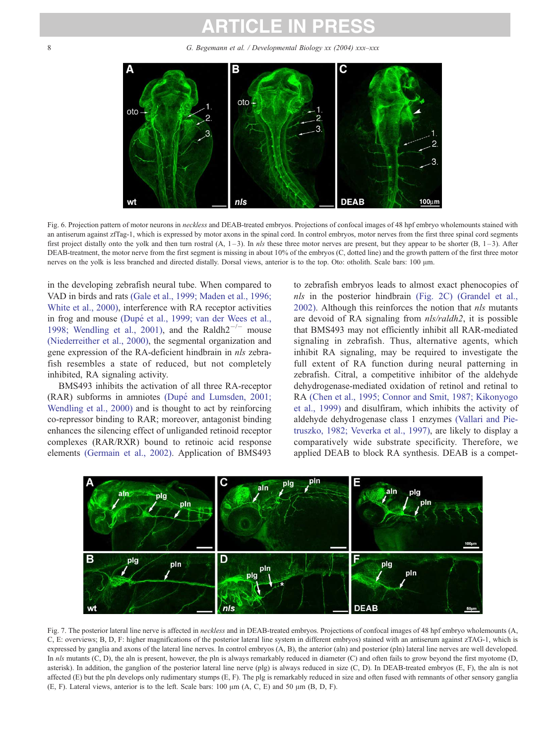Fig. 6. Projection pattern of motor neurons in *neckless* and DEAB-treated embryos. Projections of confocal images of 48 hpf embryo wholemounts stained with an antiserum against zfTag-1, which is expressed by motor axons in the spinal cord. In control embryos, motor nerves from the first three spinal cord segments first project distally onto the yolk and then turn rostral (A, 1–3). In *nls* these three motor nerves are present, but they appear to be shorter (B, 1–3). After DEAB-treatment, the motor nerve from the first segment is missing in about 10% of the embryos (C, dotted line) and the growth pattern of the first three motor nerves on the yolk is less branched and directed distally. Dorsal views, anterior is to the top. Oto: otholith. Scale bars: 100 μm.

in the developing zebrafish neural tube. When compared to VAD in birds and rats (Gale et al., 1999; Maden et al., 1996; White et al., 2000), interference with RA receptor activities in frog and mouse (Dupé et al., 1999; van der Wees et al., 1998; Wendling et al., 2001), and the Raldh2$^{-/-}$ mouse (Niederreither et al., 2000), the segmental organization and gene expression of the RA-deficient hindbrain in *nls* zebrafish resembles a state of reduced, but not completely inhibited, RA signaling activity.

BMS493 inhibits the activation of all three RA-receptor (RAR) subforms in amniotes (Dupé and Lumsden, 2001; Wendling et al., 2000) and is thought to act by reinforcing co-repressor binding to RAR; moreover, antagonist binding enhances the silencing effect of unliganded retinoid receptor complexes (RAR/RXR) bound to retinoic acid response elements (Germain et al., 2002). Application of BMS493 to zebrafish embryos leads to almost exact phenocopies of *nls* in the posterior hindbrain (Fig. 2C) (Grandel et al., 2002). Although this reinforces the notion that *nls* mutants are devoid of RA signaling from *nls/raldh2*, it is possible that BMS493 may not efficiently inhibit all RAR-mediated signaling in zebrafish. Thus, alternative agents, which inhibit RA signaling, may be required to investigate the full extent of RA function during neural patterning in zebrafish. Citral, a competitive inhibitor of the aldehyde dehydrogenase-mediated oxidation of retinol and retinal to RA (Chen et al., 1995; Connor and Smit, 1987; Kikonyogo et al., 1999) and disulfiram, which inhibits the activity of aldehyde dehydrogenase class 1 enzymes (Vallari and Pietruszko, 1982; Veverka et al., 1997), are likely to display a comparatively wide substrate specificity. Therefore, we applied DEAB to block RA synthesis. DEAB is a compet-

Fig. 7. The posterior lateral line nerve is affected in *neckless* and in DEAB-treated embryos. Projections of confocal images of 48 hpf embryo wholemounts (A, C, E: overviews; B, D, F: higher magnifications of the posterior lateral line system in different embryos) stained with an antiserum against zTAG-1, which is expressed by ganglia and axons of the lateral line nerves. In control embryos (A, B), the anterior (aln) and posterior (pln) lateral line nerves are well developed. In *nls* mutants (C, D), the aln is present, however, the pln is always remarkably reduced in diameter (C) and often fails to grow beyond the first myotome (D, asterisk). In addition, the ganglion of the posterior lateral line nerve (plg) is always reduced in size (C, D). In DEAB-treated embryos (E, F), the aln is not affected (E) but the pln develops only rudimentary stumps (E, F). The plg is remarkably reduced in size and often fused with remnants of other sensory ganglia (E, F). Lateral views, anterior is to the left. Scale bars: 100 μm (A, C, E) and 50 μm (B, D, F).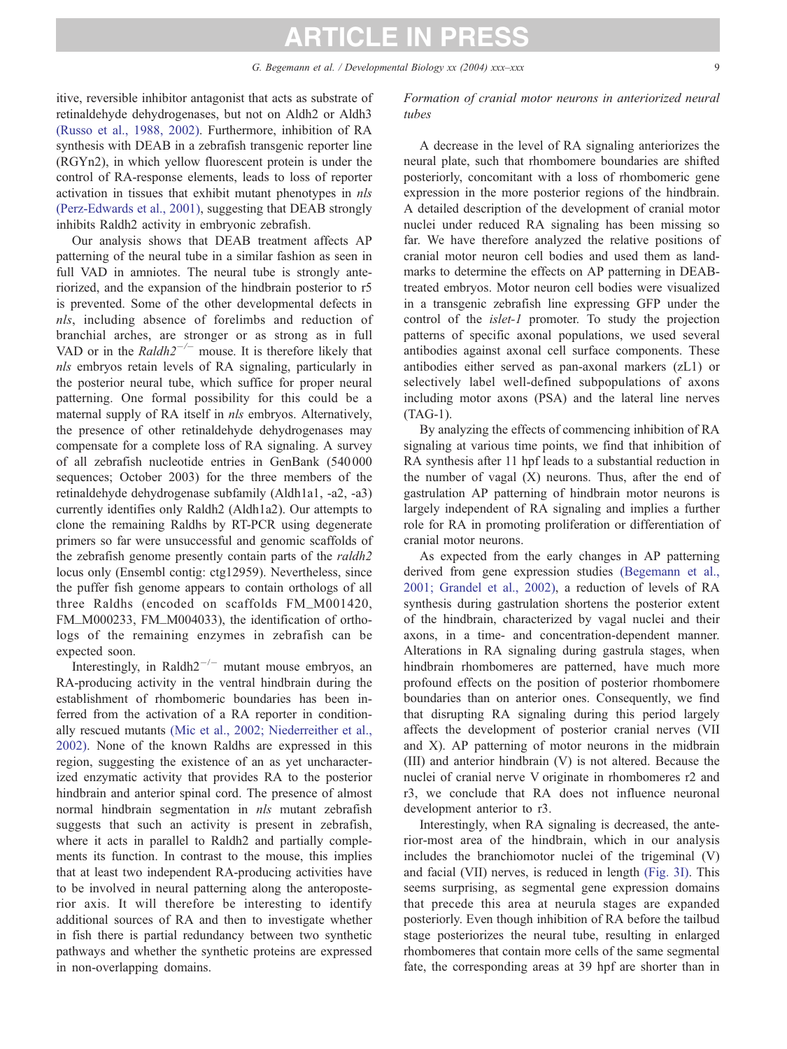itive, reversible inhibitor antagonist that acts as substrate of retinaldehyde dehydrogenases, but not on Aldh2 or Aldh3 (Russo et al., 1988, 2002). Furthermore, inhibition of RA synthesis with DEAB in a zebrafish transgenic reporter line (RGYn2), in which yellow fluorescent protein is under the control of RA-response elements, leads to loss of reporter activation in tissues that exhibit mutant phenotypes in *nls* (Perz-Edwards et al., 2001), suggesting that DEAB strongly inhibits Raldh2 activity in embryonic zebrafish.

Our analysis shows that DEAB treatment affects AP patterning of the neural tube in a similar fashion as seen in full VAD in amniotes. The neural tube is strongly anteriorized, and the expansion of the hindbrain posterior to r5 is prevented. Some of the other developmental defects in *nls*, including absence of forelimbs and reduction of branchial arches, are stronger or as strong as in full VAD or in the *Raldh2*$^{-/-}$ mouse. It is therefore likely that *nls* embryos retain levels of RA signaling, particularly in the posterior neural tube, which suffice for proper neural patterning. One formal possibility for this could be a maternal supply of RA itself in *nls* embryos. Alternatively, the presence of other retinaldehyde dehydrogenases may compensate for a complete loss of RA signaling. A survey of all zebrafish nucleotide entries in GenBank (540 000 sequences; October 2003) for the three members of the retinaldehyde dehydrogenase subfamily (Aldh1a1, -a2, -a3) currently identifies only Raldh2 (Aldh1a2). Our attempts to clone the remaining Raldhs by RT-PCR using degenerate primers so far were unsuccessful and genomic scaffolds of the zebrafish genome presently contain parts of the *raldh2* locus only (Ensembl contig: ctg12959). Nevertheless, since the puffer fish genome appears to contain orthologs of all three Raldhs (encoded on scaffolds FM_M001420, FM_M000233, FM_M004033), the identification of orthologs of the remaining enzymes in zebrafish can be expected soon.

Interestingly, in Raldh2$^{-/-}$ mutant mouse embryos, an RA-producing activity in the ventral hindbrain during the establishment of rhombomeric boundaries has been inferred from the activation of a RA reporter in conditionally rescued mutants (Mic et al., 2002; Niederreither et al., 2002). None of the known Raldhs are expressed in this region, suggesting the existence of an as yet uncharacterized enzymatic activity that provides RA to the posterior hindbrain and anterior spinal cord. The presence of almost normal hindbrain segmentation in *nls* mutant zebrafish suggests that such an activity is present in zebrafish, where it acts in parallel to Raldh2 and partially complements its function. In contrast to the mouse, this implies that at least two independent RA-producing activities have to be involved in neural patterning along the anteroposterior axis. It will therefore be interesting to identify additional sources of RA and then to investigate whether in fish there is partial redundancy between two synthetic pathways and whether the synthetic proteins are expressed in non-overlapping domains.

### *Formation of cranial motor neurons in anteriorized neural tubes*

A decrease in the level of RA signaling anteriorizes the neural plate, such that rhombomere boundaries are shifted posteriorly, concomitant with a loss of rhombomeric gene expression in the more posterior regions of the hindbrain. A detailed description of the development of cranial motor nuclei under reduced RA signaling has been missing so far. We have therefore analyzed the relative positions of cranial motor neuron cell bodies and used them as landmarks to determine the effects on AP patterning in DEAB-treated embryos. Motor neuron cell bodies were visualized in a transgenic zebrafish line expressing GFP under the control of the *islet-1* promoter. To study the projection patterns of specific axonal populations, we used several antibodies against axonal cell surface components. These antibodies either served as pan-axonal markers (zL1) or selectively label well-defined subpopulations of axons including motor axons (PSA) and the lateral line nerves (TAG-1).

By analyzing the effects of commencing inhibition of RA signaling at various time points, we find that inhibition of RA synthesis after 11 hpf leads to a substantial reduction in the number of vagal (X) neurons. Thus, after the end of gastrulation AP patterning of hindbrain motor neurons is largely independent of RA signaling and implies a further role for RA in promoting proliferation or differentiation of cranial motor neurons.

As expected from the early changes in AP patterning derived from gene expression studies (Begemann et al., 2001; Grandel et al., 2002), a reduction of levels of RA synthesis during gastrulation shortens the posterior extent of the hindbrain, characterized by vagal nuclei and their axons, in a time- and concentration-dependent manner. Alterations in RA signaling during gastrula stages, when hindbrain rhombomeres are patterned, have much more profound effects on the position of posterior rhombomere boundaries than on anterior ones. Consequently, we find that disrupting RA signaling during this period largely affects the development of posterior cranial nerves (VII and X). AP patterning of motor neurons in the midbrain (III) and anterior hindbrain (V) is not altered. Because the nuclei of cranial nerve V originate in rhombomeres r2 and r3, we conclude that RA does not influence neuronal development anterior to r3.

Interestingly, when RA signaling is decreased, the anterior-most area of the hindbrain, which in our analysis includes the branchiomotor nuclei of the trigeminal (V) and facial (VII) nerves, is reduced in length (Fig. 3I). This seems surprising, as segmental gene expression domains that precede this area at neurula stages are expanded posteriorly. Even though inhibition of RA before the tailbud stage posteriorizes the neural tube, resulting in enlarged rhombomeres that contain more cells of the same segmental fate, the corresponding areas at 39 hpf are shorter than in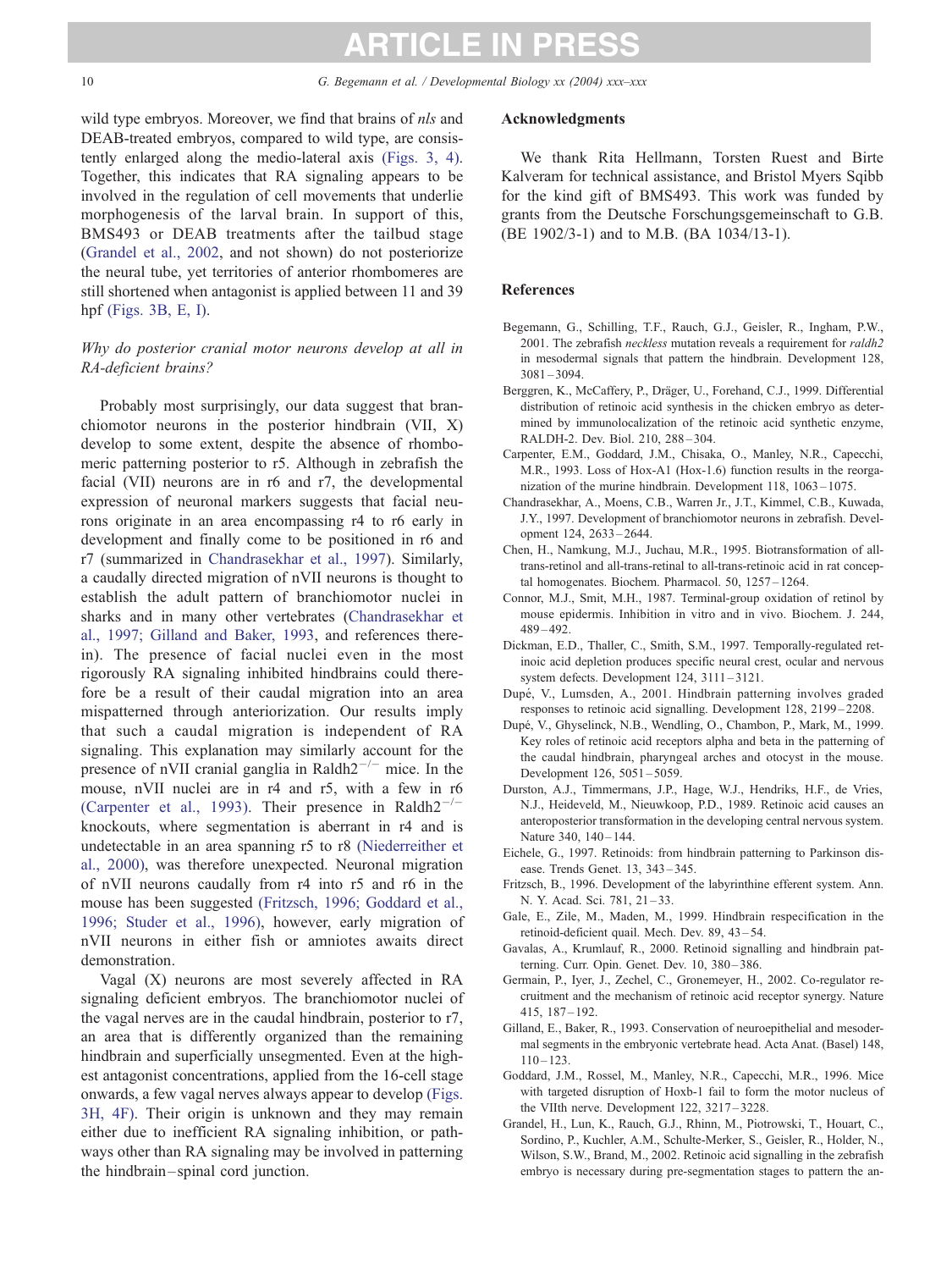wild type embryos. Moreover, we find that brains of *nls* and DEAB-treated embryos, compared to wild type, are consistently enlarged along the medio-lateral axis (Figs. 3, 4). Together, this indicates that RA signaling appears to be involved in the regulation of cell movements that underlie morphogenesis of the larval brain. In support of this, BMS493 or DEAB treatments after the tailbud stage (Grandel et al., 2002, and not shown) do not posteriorize the neural tube, yet territories of anterior rhombomeres are still shortened when antagonist is applied between 11 and 39 hpf (Figs. 3B, E, I).

### *Why do posterior cranial motor neurons develop at all in RA-deficient brains?*

Probably most surprisingly, our data suggest that branchiomotor neurons in the posterior hindbrain (VII, X) develop to some extent, despite the absence of rhombomeric patterning posterior to r5. Although in zebrafish the facial (VII) neurons are in r6 and r7, the developmental expression of neuronal markers suggests that facial neurons originate in an area encompassing r4 to r6 early in development and finally come to be positioned in r6 and r7 (summarized in Chandrasekhar et al., 1997). Similarly, a caudally directed migration of nVII neurons is thought to establish the adult pattern of branchiomotor nuclei in sharks and in many other vertebrates (Chandrasekhar et al., 1997; Gilland and Baker, 1993, and references therein). The presence of facial nuclei even in the most rigorously RA signaling inhibited hindbrains could therefore be a result of their caudal migration into an area mispatterned through anteriorization. Our results imply that such a caudal migration is independent of RA signaling. This explanation may similarly account for the presence of nVII cranial ganglia in Raldh2$^{-/-}$ mice. In the mouse, nVII nuclei are in r4 and r5, with a few in r6 (Carpenter et al., 1993). Their presence in Raldh2$^{-/-}$ knockouts, where segmentation is aberrant in r4 and is undetectable in an area spanning r5 to r8 (Niederreither et al., 2000), was therefore unexpected. Neuronal migration of nVII neurons caudally from r4 into r5 and r6 in the mouse has been suggested (Fritzsch, 1996; Goddard et al., 1996; Studer et al., 1996), however, early migration of nVII neurons in either fish or amniotes awaits direct demonstration.

Vagal (X) neurons are most severely affected in RA signaling deficient embryos. The branchiomotor nuclei of the vagal nerves are in the caudal hindbrain, posterior to r7, an area that is differently organized than the remaining hindbrain and superficially unsegmented. Even at the highest antagonist concentrations, applied from the 16-cell stage onwards, a few vagal nerves always appear to develop (Figs. 3H, 4F). Their origin is unknown and they may remain either due to inefficient RA signaling inhibition, or pathways other than RA signaling may be involved in patterning the hindbrain–spinal cord junction.

## Acknowledgments

We thank Rita Hellmann, Torsten Ruest and Birte Kalveram for technical assistance, and Bristol Myers Sqibb for the kind gift of BMS493. This work was funded by grants from the Deutsche Forschungsgemeinschaft to G.B. (BE 1902/3-1) and to M.B. (BA 1034/13-1).

## References

- Begemann, G., Schilling, T.F., Rauch, G.J., Geisler, R., Ingham, P.W., 2001. The zebrafish *neckless* mutation reveals a requirement for *raldh2* in mesodermal signals that pattern the hindbrain. Development 128, 3081–3094.
- Berggren, K., McCaffery, P., Dräger, U., Forehand, C.J., 1999. Differential distribution of retinoic acid synthesis in the chicken embryo as determined by immunolocalization of the retinoic acid synthetic enzyme, RALDH-2. Dev. Biol. 210, 288–304.
- Carpenter, E.M., Goddard, J.M., Chisaka, O., Manley, N.R., Capecchi, M.R., 1993. Loss of Hox-A1 (Hox-1.6) function results in the reorganization of the murine hindbrain. Development 118, 1063–1075.
- Chandrasekhar, A., Moens, C.B., Warren Jr., J.T., Kimmel, C.B., Kuwada, J.Y., 1997. Development of branchiomotor neurons in zebrafish. Development 124, 2633–2644.
- Chen, H., Namkung, M.J., Juchau, M.R., 1995. Biotransformation of all-trans-retinol and all-trans-retinal to all-trans-retinoic acid in rat conceptal homogenates. Biochem. Pharmacol. 50, 1257–1264.
- Connor, M.J., Smit, M.H., 1987. Terminal-group oxidation of retinol by mouse epidermis. Inhibition in vitro and in vivo. Biochem. J. 244, 489–492.
- Dickman, E.D., Thaller, C., Smith, S.M., 1997. Temporally-regulated retinoic acid depletion produces specific neural crest, ocular and nervous system defects. Development 124, 3111–3121.
- Dupé, V., Lumsden, A., 2001. Hindbrain patterning involves graded responses to retinoic acid signalling. Development 128, 2199–2208.
- Dupé, V., Ghyselinck, N.B., Wendling, O., Chambon, P., Mark, M., 1999. Key roles of retinoic acid receptors alpha and beta in the patterning of the caudal hindbrain, pharyngeal arches and otocyst in the mouse. Development 126, 5051–5059.
- Durston, A.J., Timmermans, J.P., Hage, W.J., Hendriks, H.F., de Vries, N.J., Heideveld, M., Nieuwkoop, P.D., 1989. Retinoic acid causes an anteroposterior transformation in the developing central nervous system. Nature 340, 140–144.
- Eichele, G., 1997. Retinoids: from hindbrain patterning to Parkinson disease. Trends Genet. 13, 343–345.
- Fritzsch, B., 1996. Development of the labyrinthine efferent system. Ann. N. Y. Acad. Sci. 781, 21–33.
- Gale, E., Zile, M., Maden, M., 1999. Hindbrain respecification in the retinoid-deficient quail. Mech. Dev. 89, 43–54.
- Gavalas, A., Krumlauf, R., 2000. Retinoid signalling and hindbrain patterning. Curr. Opin. Genet. Dev. 10, 380–386.
- Germain, P., Iyer, J., Zechel, C., Gronemeyer, H., 2002. Co-regulator recruitment and the mechanism of retinoic acid receptor synergy. Nature 415, 187–192.
- Gilland, E., Baker, R., 1993. Conservation of neuroepithelial and mesodermal segments in the embryonic vertebrate head. Acta Anat. (Basel) 148, 110–123.
- Goddard, J.M., Rossel, M., Manley, N.R., Capecchi, M.R., 1996. Mice with targeted disruption of Hoxb-1 fail to form the motor nucleus of the VIIth nerve. Development 122, 3217–3228.
- Grandel, H., Lun, K., Rauch, G.J., Rhinn, M., Piotrowski, T., Houart, C., Sordino, P., Kuchler, A.M., Schulte-Merker, S., Geisler, R., Holder, N., Wilson, S.W., Brand, M., 2002. Retinoic acid signalling in the zebrafish embryo is necessary during pre-segmentation stages to pattern the an-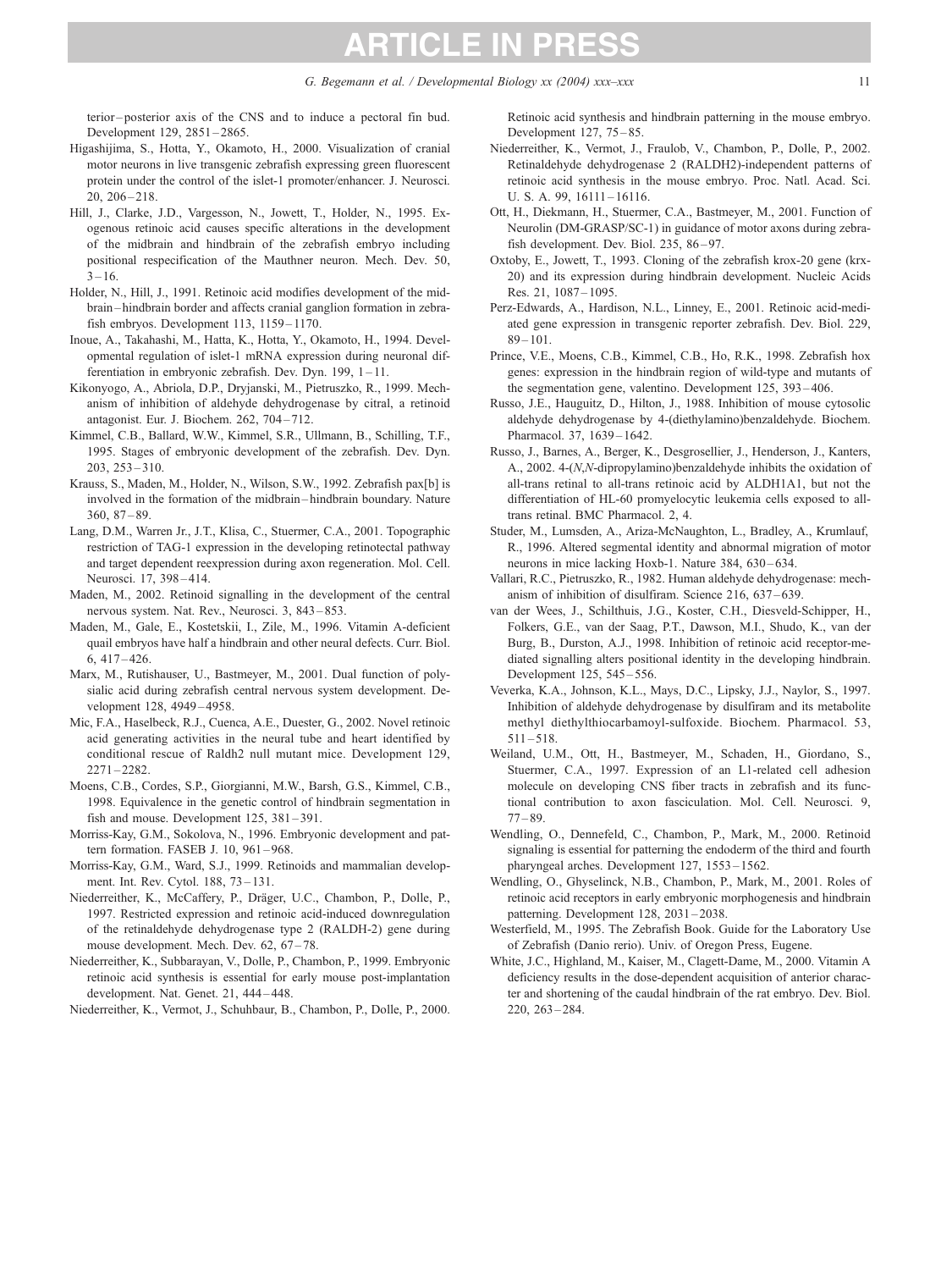terior–posterior axis of the CNS and to induce a pectoral fin bud. Development 129, 2851–2865.

Higashijima, S., Hotta, Y., Okamoto, H., 2000. Visualization of cranial motor neurons in live transgenic zebrafish expressing green fluorescent protein under the control of the islet-1 promoter/enhancer. J. Neurosci. 20, 206–218.

Hill, J., Clarke, J.D., Vargesson, N., Jowett, T., Holder, N., 1995. Exogenous retinoic acid causes specific alterations in the development of the midbrain and hindbrain of the zebrafish embryo including positional respecification of the Mauthner neuron. Mech. Dev. 50, 3–16.

Holder, N., Hill, J., 1991. Retinoic acid modifies development of the midbrain–hindbrain border and affects cranial ganglion formation in zebrafish embryos. Development 113, 1159–1170.

Inoue, A., Takahashi, M., Hatta, K., Hotta, Y., Okamoto, H., 1994. Developmental regulation of islet-1 mRNA expression during neuronal differentiation in embryonic zebrafish. Dev. Dyn. 199, 1–11.

Kikonyogo, A., Abriola, D.P., Dryjanski, M., Pietruszko, R., 1999. Mechanism of inhibition of aldehyde dehydrogenase by citral, a retinoid antagonist. Eur. J. Biochem. 262, 704–712.

Kimmel, C.B., Ballard, W.W., Kimmel, S.R., Ullmann, B., Schilling, T.F., 1995. Stages of embryonic development of the zebrafish. Dev. Dyn. 203, 253–310.

Krauss, S., Maden, M., Holder, N., Wilson, S.W., 1992. Zebrafish pax[b] is involved in the formation of the midbrain–hindbrain boundary. Nature 360, 87–89.

Lang, D.M., Warren Jr., J.T., Klisa, C., Stuermer, C.A., 2001. Topographic restriction of TAG-1 expression in the developing retinotectal pathway and target dependent reexpression during axon regeneration. Mol. Cell. Neurosci. 17, 398–414.

Maden, M., 2002. Retinoid signalling in the development of the central nervous system. Nat. Rev., Neurosci. 3, 843–853.

Maden, M., Gale, E., Kostetskii, I., Zile, M., 1996. Vitamin A-deficient quail embryos have half a hindbrain and other neural defects. Curr. Biol. 6, 417–426.

Marx, M., Rutishauser, U., Bastmeyer, M., 2001. Dual function of polysialic acid during zebrafish central nervous system development. Development 128, 4949–4958.

Mic, F.A., Haselbeck, R.J., Cuenca, A.E., Duester, G., 2002. Novel retinoic acid generating activities in the neural tube and heart identified by conditional rescue of Raldh2 null mutant mice. Development 129, 2271–2282.

Moens, C.B., Cordes, S.P., Giorgianni, M.W., Barsh, G.S., Kimmel, C.B., 1998. Equivalence in the genetic control of hindbrain segmentation in fish and mouse. Development 125, 381–391.

Morriss-Kay, G.M., Sokolova, N., 1996. Embryonic development and pattern formation. FASEB J. 10, 961–968.

Morriss-Kay, G.M., Ward, S.J., 1999. Retinoids and mammalian development. Int. Rev. Cytol. 188, 73–131.

Niederreither, K., McCaffery, P., Dräger, U.C., Chambon, P., Dolle, P., 1997. Restricted expression and retinoic acid-induced downregulation of the retinaldehyde dehydrogenase type 2 (RALDH-2) gene during mouse development. Mech. Dev. 62, 67–78.

Niederreither, K., Subbarayan, V., Dolle, P., Chambon, P., 1999. Embryonic retinoic acid synthesis is essential for early mouse post-implantation development. Nat. Genet. 21, 444–448.

Niederreither, K., Vermot, J., Schuhbaur, B., Chambon, P., Dolle, P., 2000. Retinoic acid synthesis and hindbrain patterning in the mouse embryo. Development 127, 75–85.

Niederreither, K., Vermot, J., Fraulob, V., Chambon, P., Dolle, P., 2002. Retinaldehyde dehydrogenase 2 (RALDH2)-independent patterns of retinoic acid synthesis in the mouse embryo. Proc. Natl. Acad. Sci. U. S. A. 99, 16111–16116.

Ott, H., Diekmann, H., Stuermer, C.A., Bastmeyer, M., 2001. Function of Neurolin (DM-GRASP/SC-1) in guidance of motor axons during zebrafish development. Dev. Biol. 235, 86–97.

Oxtoby, E., Jowett, T., 1993. Cloning of the zebrafish krox-20 gene (krx-20) and its expression during hindbrain development. Nucleic Acids Res. 21, 1087–1095.

Perz-Edwards, A., Hardison, N.L., Linney, E., 2001. Retinoic acid-mediated gene expression in transgenic reporter zebrafish. Dev. Biol. 229, 89–101.

Prince, V.E., Moens, C.B., Kimmel, C.B., Ho, R.K., 1998. Zebrafish hox genes: expression in the hindbrain region of wild-type and mutants of the segmentation gene, valentino. Development 125, 393–406.

Russo, J.E., Hauguitz, D., Hilton, J., 1988. Inhibition of mouse cytosolic aldehyde dehydrogenase by 4-(diethylamino)benzaldehyde. Biochem. Pharmacol. 37, 1639–1642.

Russo, J., Barnes, A., Berger, K., Desgrosellier, J., Henderson, J., Kanters, A., 2002. 4-(*N*,*N*-dipropylamino)benzaldehyde inhibits the oxidation of all-trans retinal to all-trans retinoic acid by ALDH1A1, but not the differentiation of HL-60 promyelocytic leukemia cells exposed to all-trans retinal. BMC Pharmacol. 2, 4.

Studer, M., Lumsden, A., Ariza-McNaughton, L., Bradley, A., Krumlauf, R., 1996. Altered segmental identity and abnormal migration of motor neurons in mice lacking Hoxb-1. Nature 384, 630–634.

Vallari, R.C., Pietruszko, R., 1982. Human aldehyde dehydrogenase: mechanism of inhibition of disulfiram. Science 216, 637–639.

van der Wees, J., Schilthuis, J.G., Koster, C.H., Diesveld-Schipper, H., Folkers, G.E., van der Saag, P.T., Dawson, M.I., Shudo, K., van der Burg, B., Durston, A.J., 1998. Inhibition of retinoic acid receptor-mediated signalling alters positional identity in the developing hindbrain. Development 125, 545–556.

Veverka, K.A., Johnson, K.L., Mays, D.C., Lipsky, J.J., Naylor, S., 1997. Inhibition of aldehyde dehydrogenase by disulfiram and its metabolite methyl diethylthiocarbamoyl-sulfoxide. Biochem. Pharmacol. 53, 511–518.

Weiland, U.M., Ott, H., Bastmeyer, M., Schaden, H., Giordano, S., Stuermer, C.A., 1997. Expression of an L1-related cell adhesion molecule on developing CNS fiber tracts in zebrafish and its functional contribution to axon fasciculation. Mol. Cell. Neurosci. 9, 77–89.

Wendling, O., Dennefeld, C., Chambon, P., Mark, M., 2000. Retinoid signaling is essential for patterning the endoderm of the third and fourth pharyngeal arches. Development 127, 1553–1562.

Wendling, O., Ghyselinck, N.B., Chambon, P., Mark, M., 2001. Roles of retinoic acid receptors in early embryonic morphogenesis and hindbrain patterning. Development 128, 2031–2038.

Westerfield, M., 1995. The Zebrafish Book. Guide for the Laboratory Use of Zebrafish (Danio rerio). Univ. of Oregon Press, Eugene.

White, J.C., Highland, M., Kaiser, M., Clagett-Dame, M., 2000. Vitamin A deficiency results in the dose-dependent acquisition of anterior character and shortening of the caudal hindbrain of the rat embryo. Dev. Biol. 220, 263–284.